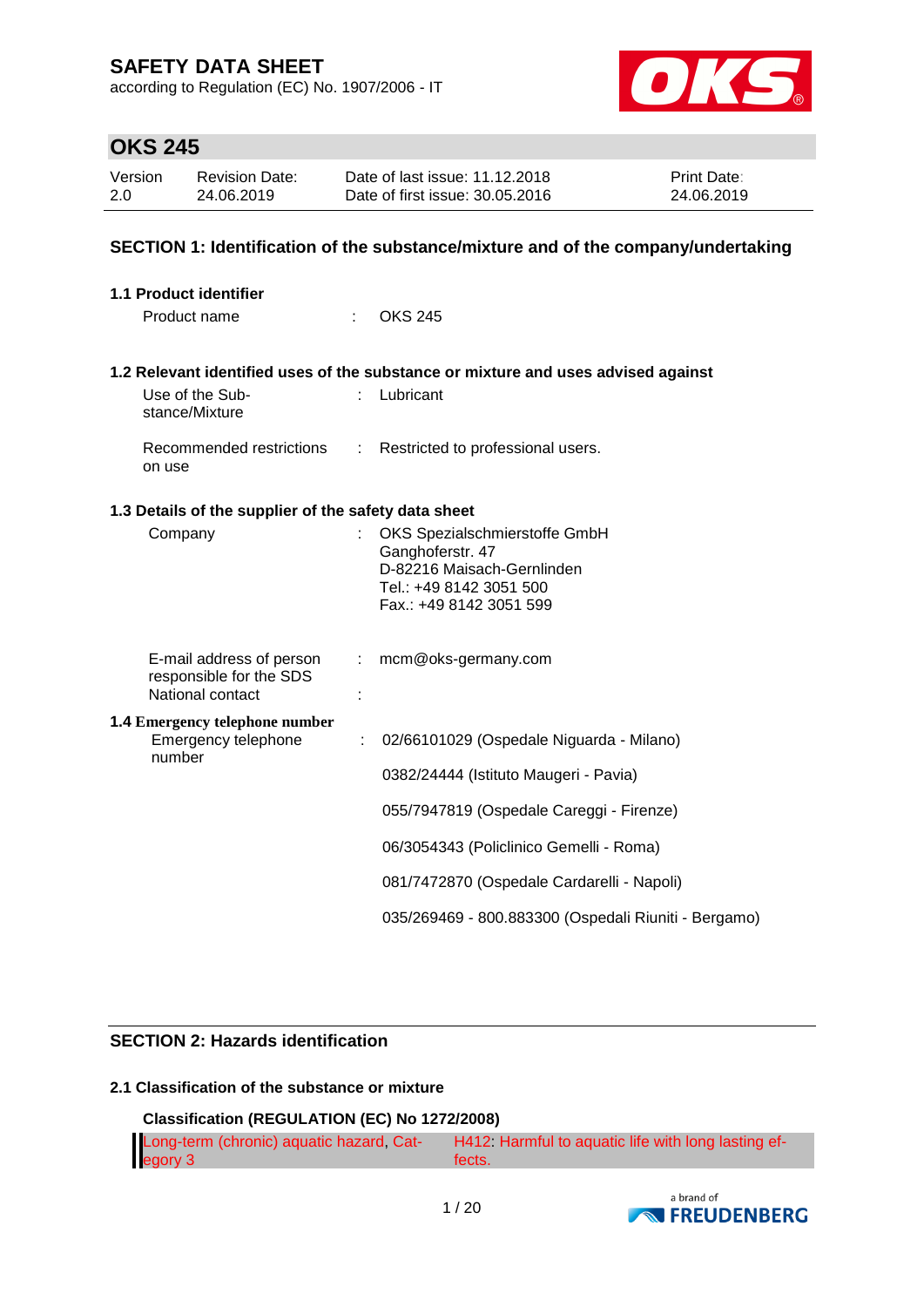# SAFETY DATA SHEET

according to Regulation (EC) No. 1907/2006 - IT

## OKS 245

| Version | Revision Date: | Date of last issue: 11.12.2018 | Print Date: |
|---|---|---|---|
| 2.0 | 24.06.2019 | Date of first issue: 30.05.2016 | 24.06.2019 |

## SECTION 1: Identification of the substance/mixture and of the company/undertaking

### 1.1 Product identifier

Product name : OKS 245

### 1.2 Relevant identified uses of the substance or mixture and uses advised against

Use of the Substance/Mixture : Lubricant

Recommended restrictions on use : Restricted to professional users.

### 1.3 Details of the supplier of the safety data sheet

Company : OKS Spezialschmierstoffe GmbH
Ganghoferstr. 47
D-82216 Maisach-Gernlinden
Tel.: +49 8142 3051 500
Fax.: +49 8142 3051 599

E-mail address of person responsible for the SDS : mcm@oks-germany.com

National contact :

### 1.4 Emergency telephone number

Emergency telephone number : 02/66101029 (Ospedale Niguarda - Milano)

0382/24444 (Istituto Maugeri - Pavia)

055/7947819 (Ospedale Careggi - Firenze)

06/3054343 (Policlinico Gemelli - Roma)

081/7472870 (Ospedale Cardarelli - Napoli)

035/269469 - 800.883300 (Ospedali Riuniti - Bergamo)

## SECTION 2: Hazards identification

### 2.1 Classification of the substance or mixture

**Classification (REGULATION (EC) No 1272/2008)**

| | |
|---|---|
| Long-term (chronic) aquatic hazard, Category 3 | H412: Harmful to aquatic life with long lasting effects. |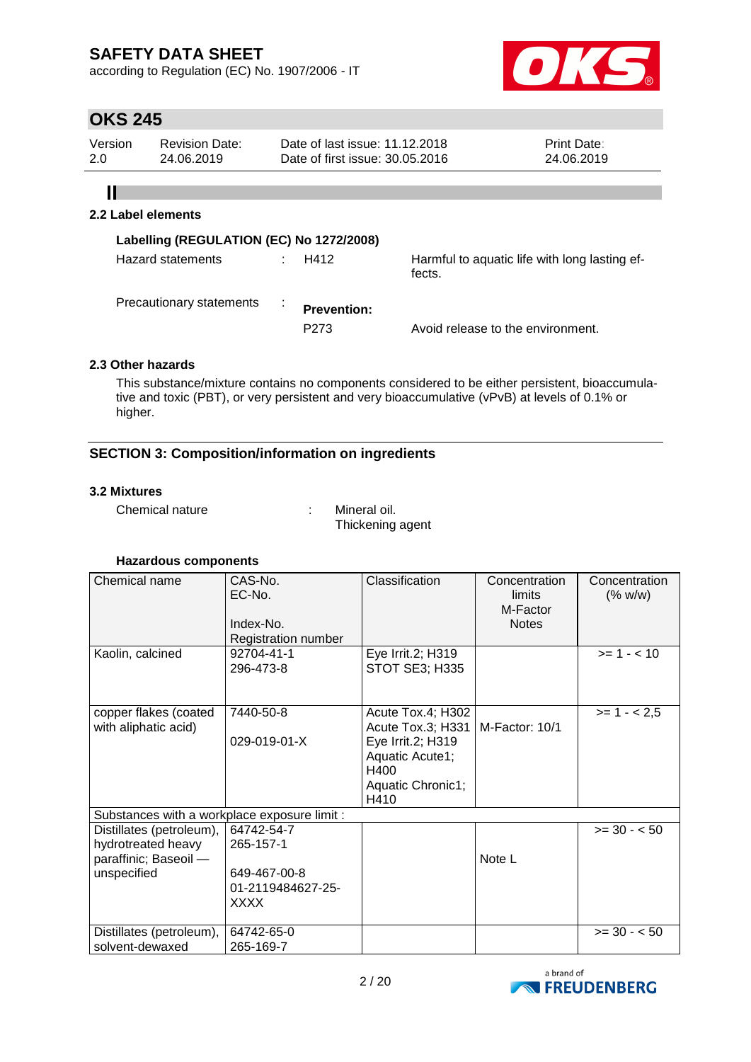## 2.2 Label elements

**Labelling (REGULATION (EC) No 1272/2008)**

| | | | |
|---|---|---|---|
| Hazard statements | : | H412 | Harmful to aquatic life with long lasting effects. |
| Precautionary statements | : | **Prevention:** | |
| | | P273 | Avoid release to the environment. |

## 2.3 Other hazards

This substance/mixture contains no components considered to be either persistent, bioaccumulative and toxic (PBT), or very persistent and very bioaccumulative (vPvB) at levels of 0.1% or higher.

## SECTION 3: Composition/information on ingredients

### 3.2 Mixtures

Chemical nature : Mineral oil.
Thickening agent

**Hazardous components**

| Chemical name | CAS-No.<br>EC-No.<br>Index-No.<br>Registration number | Classification | Concentration limits<br>M-Factor<br>Notes | Concentration (% w/w) |
|---|---|---|---|---|
| Kaolin, calcined | 92704-41-1<br>296-473-8 | Eye Irrit.2; H319<br>STOT SE3; H335 | | >= 1 - < 10 |
| copper flakes (coated with aliphatic acid) | 7440-50-8<br>029-019-01-X | Acute Tox.4; H302<br>Acute Tox.3; H331<br>Eye Irrit.2; H319<br>Aquatic Acute1; H400<br>Aquatic Chronic1; H410 | M-Factor: 10/1 | >= 1 - < 2,5 |
| Substances with a workplace exposure limit : | | | | |
| Distillates (petroleum), hydrotreated heavy paraffinic; Baseoil — unspecified | 64742-54-7<br>265-157-1<br>649-467-00-8<br>01-2119484627-25-XXXX | | Note L | >= 30 - < 50 |
| Distillates (petroleum), solvent-dewaxed | 64742-65-0<br>265-169-7 | | | >= 30 - < 50 |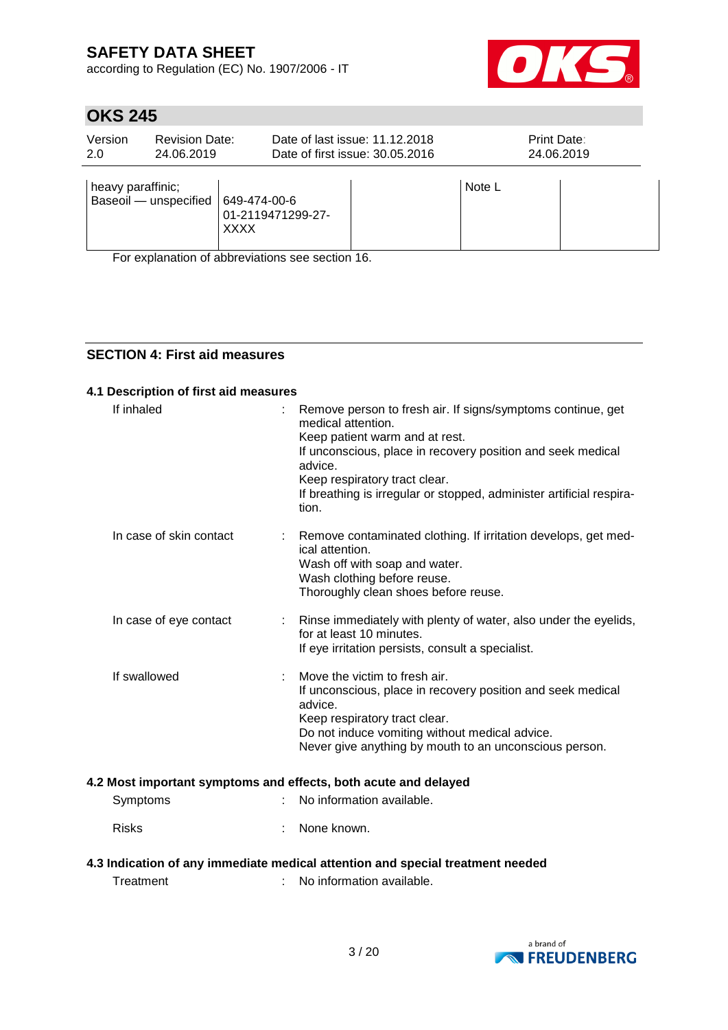| | | | | |
|---|---|---|---|---|
| heavy paraffinic;<br>Baseoil — unspecified | 649-474-00-6<br>01-2119471299-27-XXXX | | Note L | |

For explanation of abbreviations see section 16.

## SECTION 4: First aid measures

### 4.1 Description of first aid measures

| | | |
|---|---|---|
| If inhaled | : | Remove person to fresh air. If signs/symptoms continue, get medical attention.<br>Keep patient warm and at rest.<br>If unconscious, place in recovery position and seek medical advice.<br>Keep respiratory tract clear.<br>If breathing is irregular or stopped, administer artificial respiration. |
| In case of skin contact | : | Remove contaminated clothing. If irritation develops, get medical attention.<br>Wash off with soap and water.<br>Wash clothing before reuse.<br>Thoroughly clean shoes before reuse. |
| In case of eye contact | : | Rinse immediately with plenty of water, also under the eyelids, for at least 10 minutes.<br>If eye irritation persists, consult a specialist. |
| If swallowed | : | Move the victim to fresh air.<br>If unconscious, place in recovery position and seek medical advice.<br>Keep respiratory tract clear.<br>Do not induce vomiting without medical advice.<br>Never give anything by mouth to an unconscious person. |

### 4.2 Most important symptoms and effects, both acute and delayed

| | | |
|---|---|---|
| Symptoms | : | No information available. |
| Risks | : | None known. |

### 4.3 Indication of any immediate medical attention and special treatment needed

| | | |
|---|---|---|
| Treatment | : | No information available. |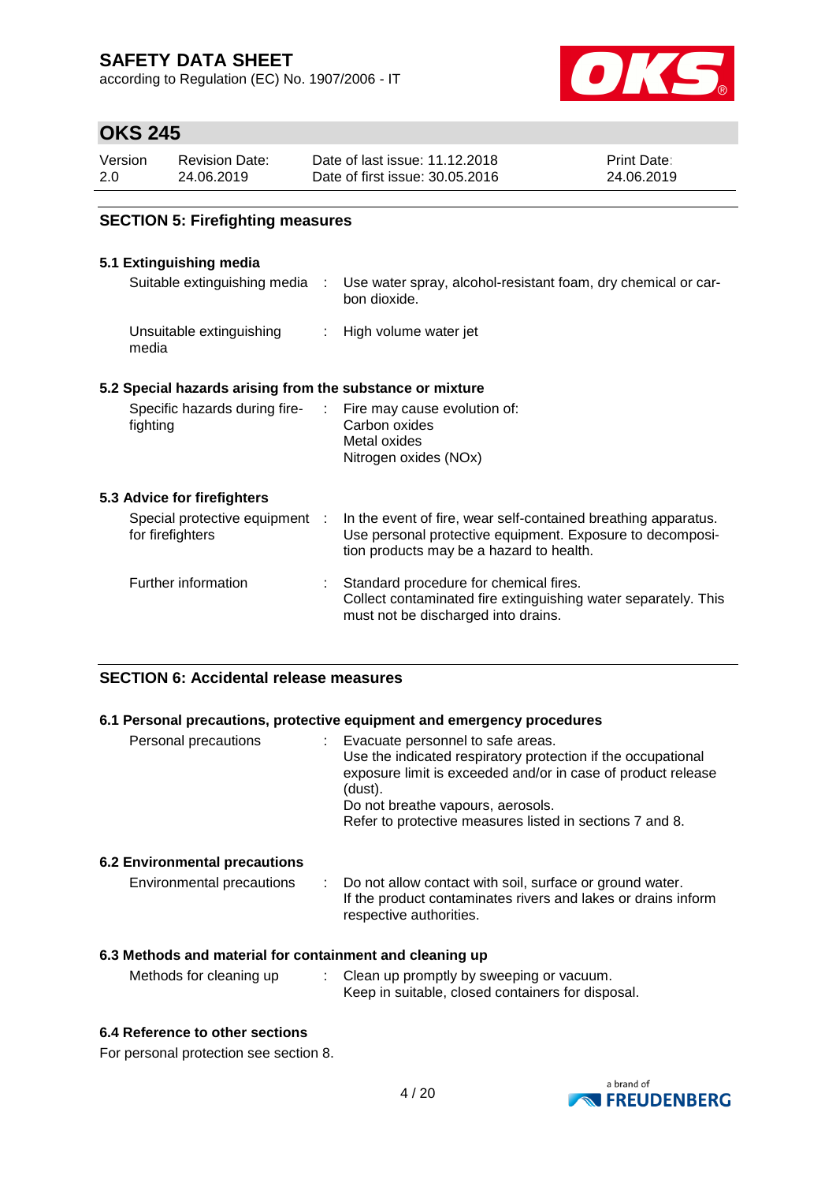## SECTION 5: Firefighting measures

### 5.1 Extinguishing media

| | | |
|---|---|---|
| Suitable extinguishing media | : | Use water spray, alcohol-resistant foam, dry chemical or carbon dioxide. |
| Unsuitable extinguishing media | : | High volume water jet |

### 5.2 Special hazards arising from the substance or mixture

| | | |
|---|---|---|
| Specific hazards during firefighting | : | Fire may cause evolution of:<br>Carbon oxides<br>Metal oxides<br>Nitrogen oxides (NOx) |

### 5.3 Advice for firefighters

| | | |
|---|---|---|
| Special protective equipment for firefighters | : | In the event of fire, wear self-contained breathing apparatus. Use personal protective equipment. Exposure to decomposition products may be a hazard to health. |
| Further information | : | Standard procedure for chemical fires.<br>Collect contaminated fire extinguishing water separately. This must not be discharged into drains. |

## SECTION 6: Accidental release measures

### 6.1 Personal precautions, protective equipment and emergency procedures

| | | |
|---|---|---|
| Personal precautions | : | Evacuate personnel to safe areas.<br>Use the indicated respiratory protection if the occupational exposure limit is exceeded and/or in case of product release (dust).<br>Do not breathe vapours, aerosols.<br>Refer to protective measures listed in sections 7 and 8. |

### 6.2 Environmental precautions

| | | |
|---|---|---|
| Environmental precautions | : | Do not allow contact with soil, surface or ground water.<br>If the product contaminates rivers and lakes or drains inform respective authorities. |

### 6.3 Methods and material for containment and cleaning up

| | | |
|---|---|---|
| Methods for cleaning up | : | Clean up promptly by sweeping or vacuum.<br>Keep in suitable, closed containers for disposal. |

### 6.4 Reference to other sections

For personal protection see section 8.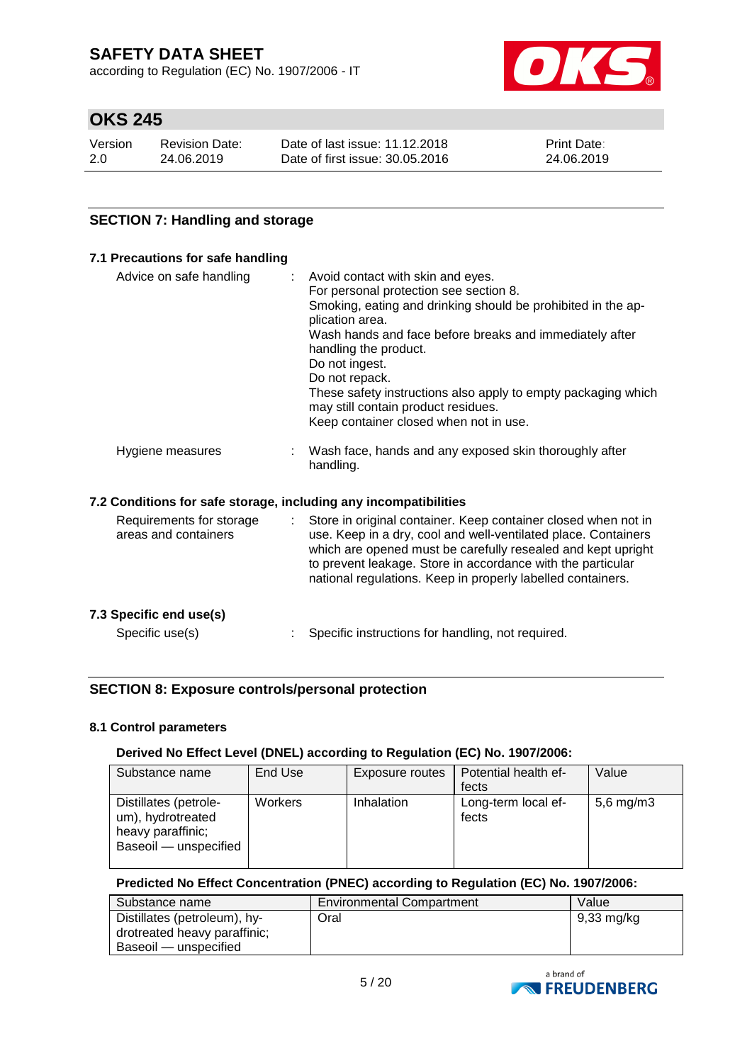## SECTION 7: Handling and storage

### 7.1 Precautions for safe handling

| | | |
|---|---|---|
| Advice on safe handling | : | Avoid contact with skin and eyes.<br>For personal protection see section 8.<br>Smoking, eating and drinking should be prohibited in the application area.<br>Wash hands and face before breaks and immediately after handling the product.<br>Do not ingest.<br>Do not repack.<br>These safety instructions also apply to empty packaging which may still contain product residues.<br>Keep container closed when not in use. |
| Hygiene measures | : | Wash face, hands and any exposed skin thoroughly after handling. |

### 7.2 Conditions for safe storage, including any incompatibilities

| | | |
|---|---|---|
| Requirements for storage areas and containers | : | Store in original container. Keep container closed when not in use. Keep in a dry, cool and well-ventilated place. Containers which are opened must be carefully resealed and kept upright to prevent leakage. Store in accordance with the particular national regulations. Keep in properly labelled containers. |

### 7.3 Specific end use(s)

| | | |
|---|---|---|
| Specific use(s) | : | Specific instructions for handling, not required. |

## SECTION 8: Exposure controls/personal protection

### 8.1 Control parameters

**Derived No Effect Level (DNEL) according to Regulation (EC) No. 1907/2006:**

| Substance name | End Use | Exposure routes | Potential health effects | Value |
|---|---|---|---|---|
| Distillates (petroleum), hydrotreated heavy paraffinic; Baseoil — unspecified | Workers | Inhalation | Long-term local effects | 5,6 mg/m3 |

**Predicted No Effect Concentration (PNEC) according to Regulation (EC) No. 1907/2006:**

| Substance name | Environmental Compartment | Value |
|---|---|---|
| Distillates (petroleum), hydrotreated heavy paraffinic; Baseoil — unspecified | Oral | 9,33 mg/kg |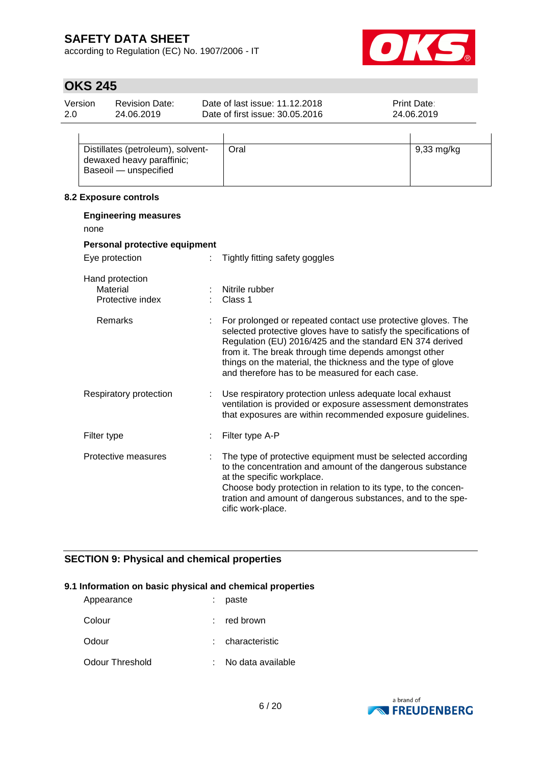| | | |
|---|---|---|
| Distillates (petroleum), solvent-dewaxed heavy paraffinic; Baseoil — unspecified | Oral | 9,33 mg/kg |

**8.2 Exposure controls**

**Engineering measures**

none

**Personal protective equipment**

Eye protection : Tightly fitting safety goggles

Hand protection
- Material : Nitrile rubber
- Protective index : Class 1
- Remarks : For prolonged or repeated contact use protective gloves. The selected protective gloves have to satisfy the specifications of Regulation (EU) 2016/425 and the standard EN 374 derived from it. The break through time depends amongst other things on the material, the thickness and the type of glove and therefore has to be measured for each case.

Respiratory protection : Use respiratory protection unless adequate local exhaust ventilation is provided or exposure assessment demonstrates that exposures are within recommended exposure guidelines.

Filter type : Filter type A-P

Protective measures : The type of protective equipment must be selected according to the concentration and amount of the dangerous substance at the specific workplace.
Choose body protection in relation to its type, to the concentration and amount of dangerous substances, and to the specific work-place.

## SECTION 9: Physical and chemical properties

**9.1 Information on basic physical and chemical properties**

Appearance : paste

Colour : red brown

Odour : characteristic

Odour Threshold : No data available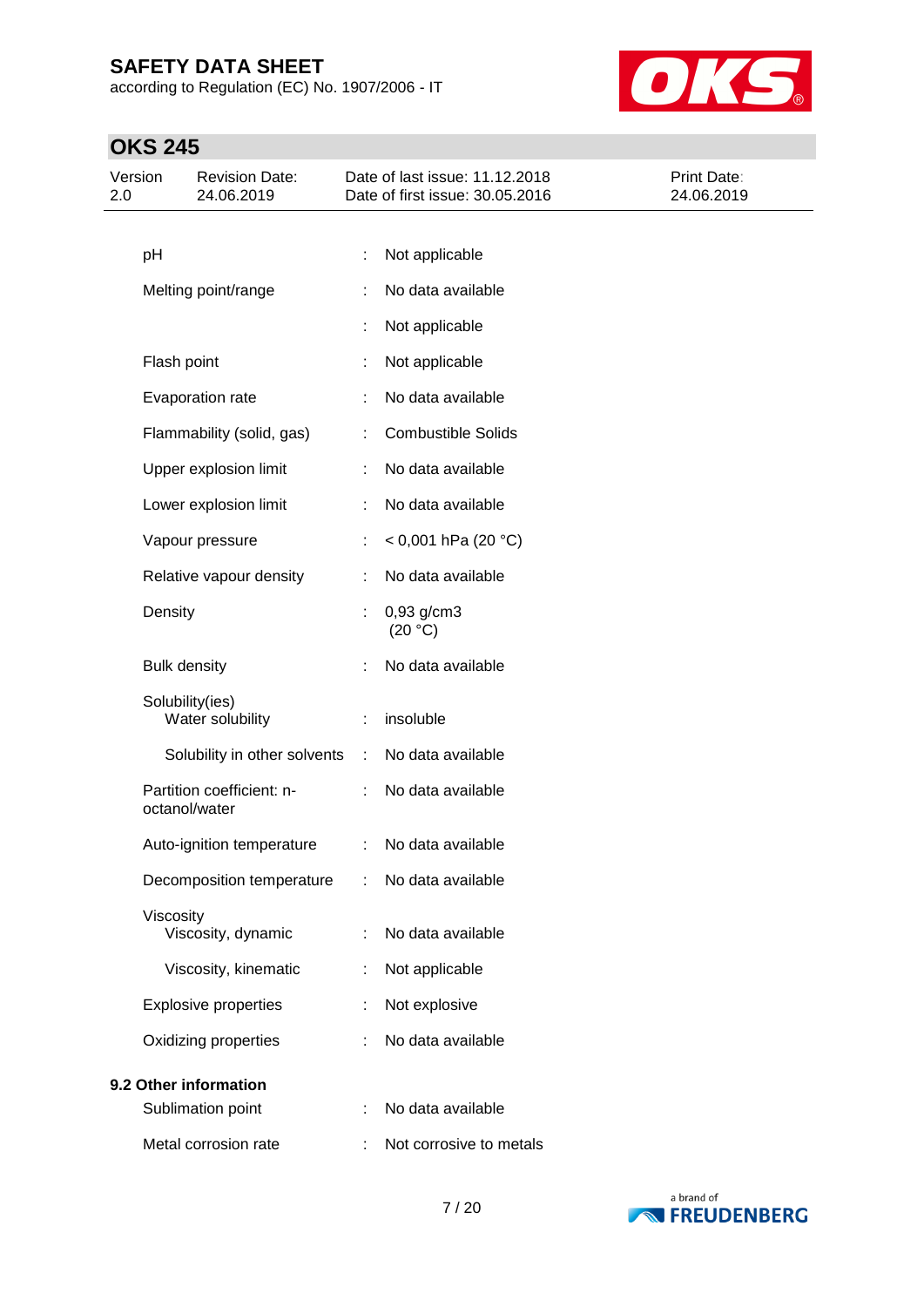| | | |
|---|---|---|
| pH | : | Not applicable |
| Melting point/range | : | No data available |
| | : | Not applicable |
| Flash point | : | Not applicable |
| Evaporation rate | : | No data available |
| Flammability (solid, gas) | : | Combustible Solids |
| Upper explosion limit | : | No data available |
| Lower explosion limit | : | No data available |
| Vapour pressure | : | < 0,001 hPa (20 °C) |
| Relative vapour density | : | No data available |
| Density | : | 0,93 g/cm3 (20 °C) |
| Bulk density | : | No data available |
| Solubility(ies) Water solubility | : | insoluble |
| Solubility in other solvents | : | No data available |
| Partition coefficient: n-octanol/water | : | No data available |
| Auto-ignition temperature | : | No data available |
| Decomposition temperature | : | No data available |
| Viscosity Viscosity, dynamic | : | No data available |
| Viscosity, kinematic | : | Not applicable |
| Explosive properties | : | Not explosive |
| Oxidizing properties | : | No data available |

**9.2 Other information**

| | | |
|---|---|---|
| Sublimation point | : | No data available |
| Metal corrosion rate | : | Not corrosive to metals |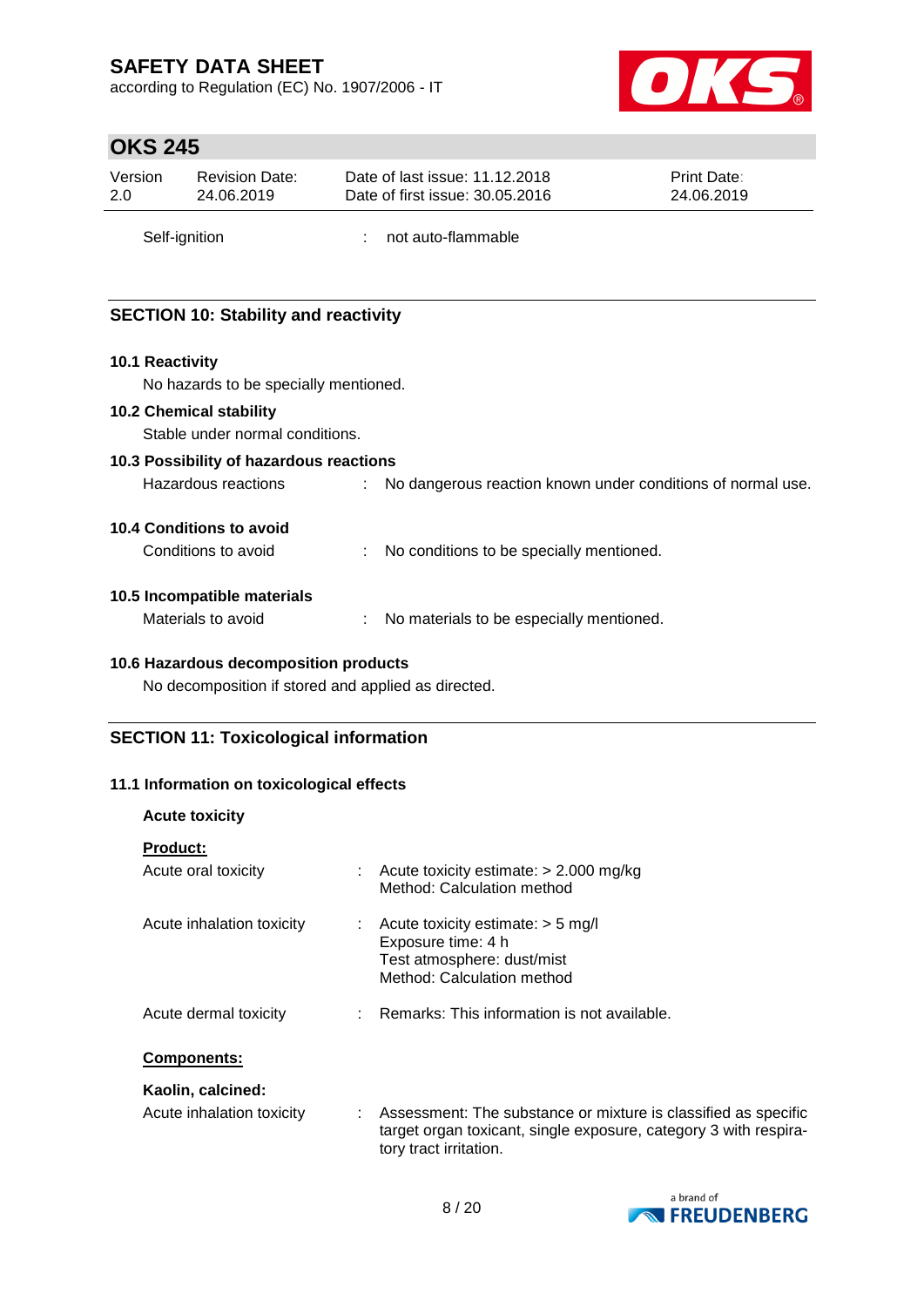Self-ignition : not auto-flammable

## SECTION 10: Stability and reactivity

### 10.1 Reactivity

No hazards to be specially mentioned.

### 10.2 Chemical stability

Stable under normal conditions.

### 10.3 Possibility of hazardous reactions

Hazardous reactions : No dangerous reaction known under conditions of normal use.

### 10.4 Conditions to avoid

Conditions to avoid : No conditions to be specially mentioned.

### 10.5 Incompatible materials

Materials to avoid : No materials to be especially mentioned.

### 10.6 Hazardous decomposition products

No decomposition if stored and applied as directed.

## SECTION 11: Toxicological information

### 11.1 Information on toxicological effects

**Acute toxicity**

**Product:**

Acute oral toxicity : Acute toxicity estimate: > 2.000 mg/kg
Method: Calculation method

Acute inhalation toxicity : Acute toxicity estimate: > 5 mg/l
Exposure time: 4 h
Test atmosphere: dust/mist
Method: Calculation method

Acute dermal toxicity : Remarks: This information is not available.

**Components:**

**Kaolin, calcined:**

Acute inhalation toxicity : Assessment: The substance or mixture is classified as specific target organ toxicant, single exposure, category 3 with respiratory tract irritation.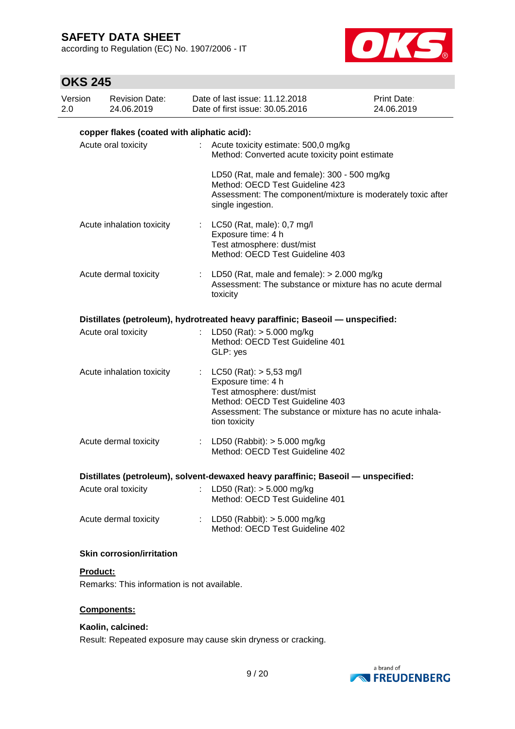**copper flakes (coated with aliphatic acid):**

| | | |
|---|---|---|
| Acute oral toxicity | : | Acute toxicity estimate: 500,0 mg/kg<br>Method: Converted acute toxicity point estimate<br><br>LD50 (Rat, male and female): 300 - 500 mg/kg<br>Method: OECD Test Guideline 423<br>Assessment: The component/mixture is moderately toxic after single ingestion. |
| Acute inhalation toxicity | : | LC50 (Rat, male): 0,7 mg/l<br>Exposure time: 4 h<br>Test atmosphere: dust/mist<br>Method: OECD Test Guideline 403 |
| Acute dermal toxicity | : | LD50 (Rat, male and female): > 2.000 mg/kg<br>Assessment: The substance or mixture has no acute dermal toxicity |

**Distillates (petroleum), hydrotreated heavy paraffinic; Baseoil — unspecified:**

| | | |
|---|---|---|
| Acute oral toxicity | : | LD50 (Rat): > 5.000 mg/kg<br>Method: OECD Test Guideline 401<br>GLP: yes |
| Acute inhalation toxicity | : | LC50 (Rat): > 5,53 mg/l<br>Exposure time: 4 h<br>Test atmosphere: dust/mist<br>Method: OECD Test Guideline 403<br>Assessment: The substance or mixture has no acute inhalation toxicity |
| Acute dermal toxicity | : | LD50 (Rabbit): > 5.000 mg/kg<br>Method: OECD Test Guideline 402 |

**Distillates (petroleum), solvent-dewaxed heavy paraffinic; Baseoil — unspecified:**

| | | |
|---|---|---|
| Acute oral toxicity | : | LD50 (Rat): > 5.000 mg/kg<br>Method: OECD Test Guideline 401 |
| Acute dermal toxicity | : | LD50 (Rabbit): > 5.000 mg/kg<br>Method: OECD Test Guideline 402 |

**Skin corrosion/irritation**

**Product:**

Remarks: This information is not available.

**Components:**

**Kaolin, calcined:**

Result: Repeated exposure may cause skin dryness or cracking.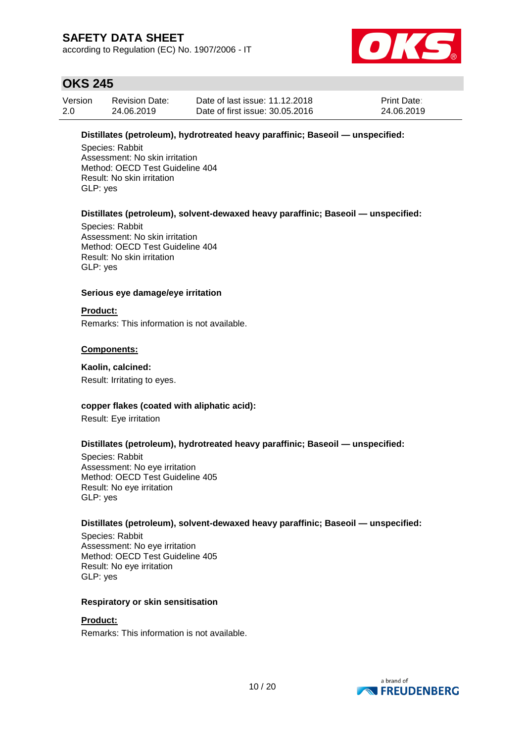**Distillates (petroleum), hydrotreated heavy paraffinic; Baseoil — unspecified:**

Species: Rabbit
Assessment: No skin irritation
Method: OECD Test Guideline 404
Result: No skin irritation
GLP: yes

**Distillates (petroleum), solvent-dewaxed heavy paraffinic; Baseoil — unspecified:**

Species: Rabbit
Assessment: No skin irritation
Method: OECD Test Guideline 404
Result: No skin irritation
GLP: yes

**Serious eye damage/eye irritation**

**Product:**

Remarks: This information is not available.

**Components:**

**Kaolin, calcined:**

Result: Irritating to eyes.

**copper flakes (coated with aliphatic acid):**

Result: Eye irritation

**Distillates (petroleum), hydrotreated heavy paraffinic; Baseoil — unspecified:**

Species: Rabbit
Assessment: No eye irritation
Method: OECD Test Guideline 405
Result: No eye irritation
GLP: yes

**Distillates (petroleum), solvent-dewaxed heavy paraffinic; Baseoil — unspecified:**

Species: Rabbit
Assessment: No eye irritation
Method: OECD Test Guideline 405
Result: No eye irritation
GLP: yes

**Respiratory or skin sensitisation**

**Product:**

Remarks: This information is not available.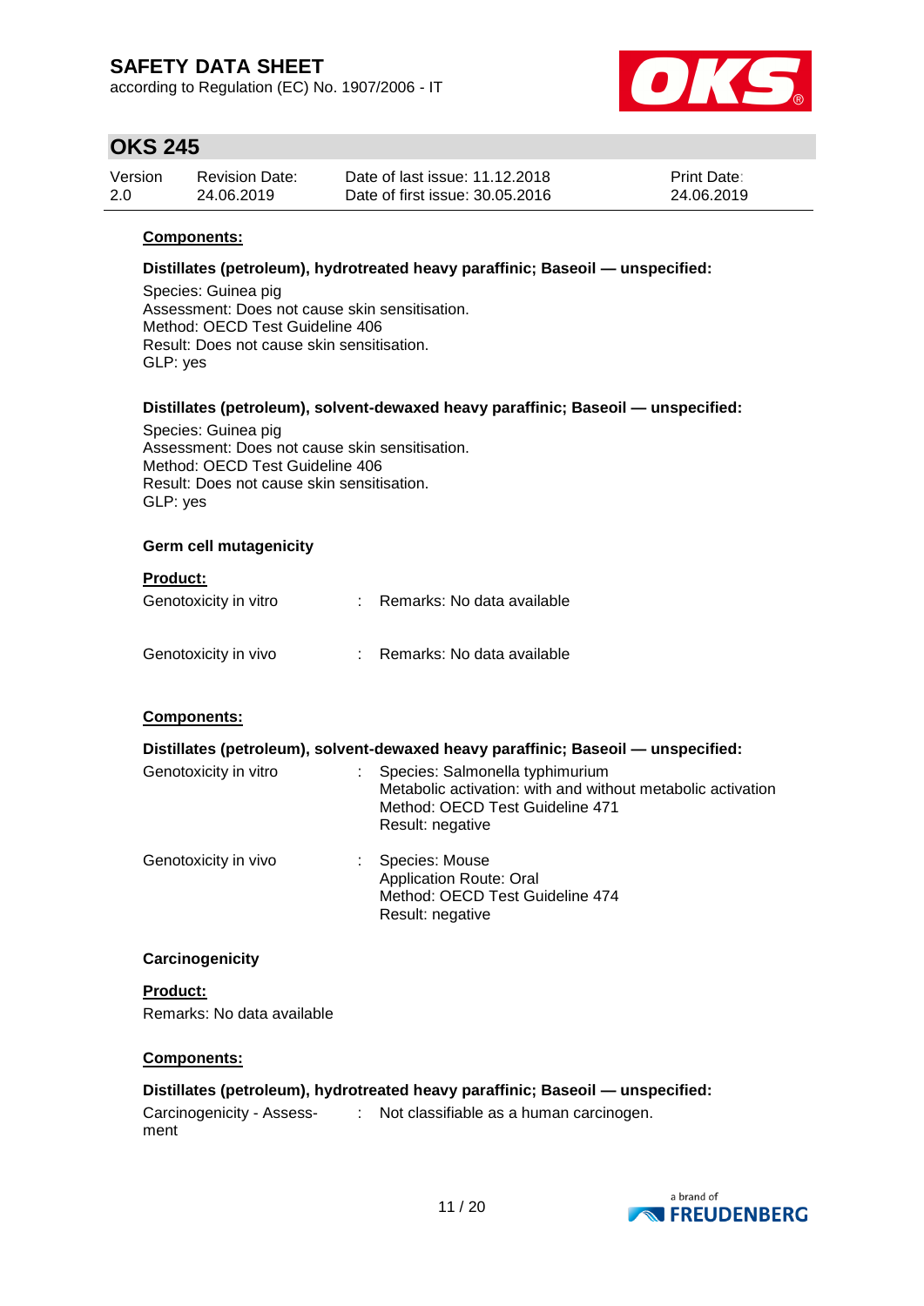**Components:**

**Distillates (petroleum), hydrotreated heavy paraffinic; Baseoil — unspecified:**

Species: Guinea pig
Assessment: Does not cause skin sensitisation.
Method: OECD Test Guideline 406
Result: Does not cause skin sensitisation.
GLP: yes

**Distillates (petroleum), solvent-dewaxed heavy paraffinic; Baseoil — unspecified:**

Species: Guinea pig
Assessment: Does not cause skin sensitisation.
Method: OECD Test Guideline 406
Result: Does not cause skin sensitisation.
GLP: yes

**Germ cell mutagenicity**

**Product:**

Genotoxicity in vitro : Remarks: No data available

Genotoxicity in vivo : Remarks: No data available

**Components:**

**Distillates (petroleum), solvent-dewaxed heavy paraffinic; Baseoil — unspecified:**

Genotoxicity in vitro : Species: Salmonella typhimurium
Metabolic activation: with and without metabolic activation
Method: OECD Test Guideline 471
Result: negative

Genotoxicity in vivo : Species: Mouse
Application Route: Oral
Method: OECD Test Guideline 474
Result: negative

**Carcinogenicity**

**Product:**

Remarks: No data available

**Components:**

**Distillates (petroleum), hydrotreated heavy paraffinic; Baseoil — unspecified:**

Carcinogenicity - Assessment : Not classifiable as a human carcinogen.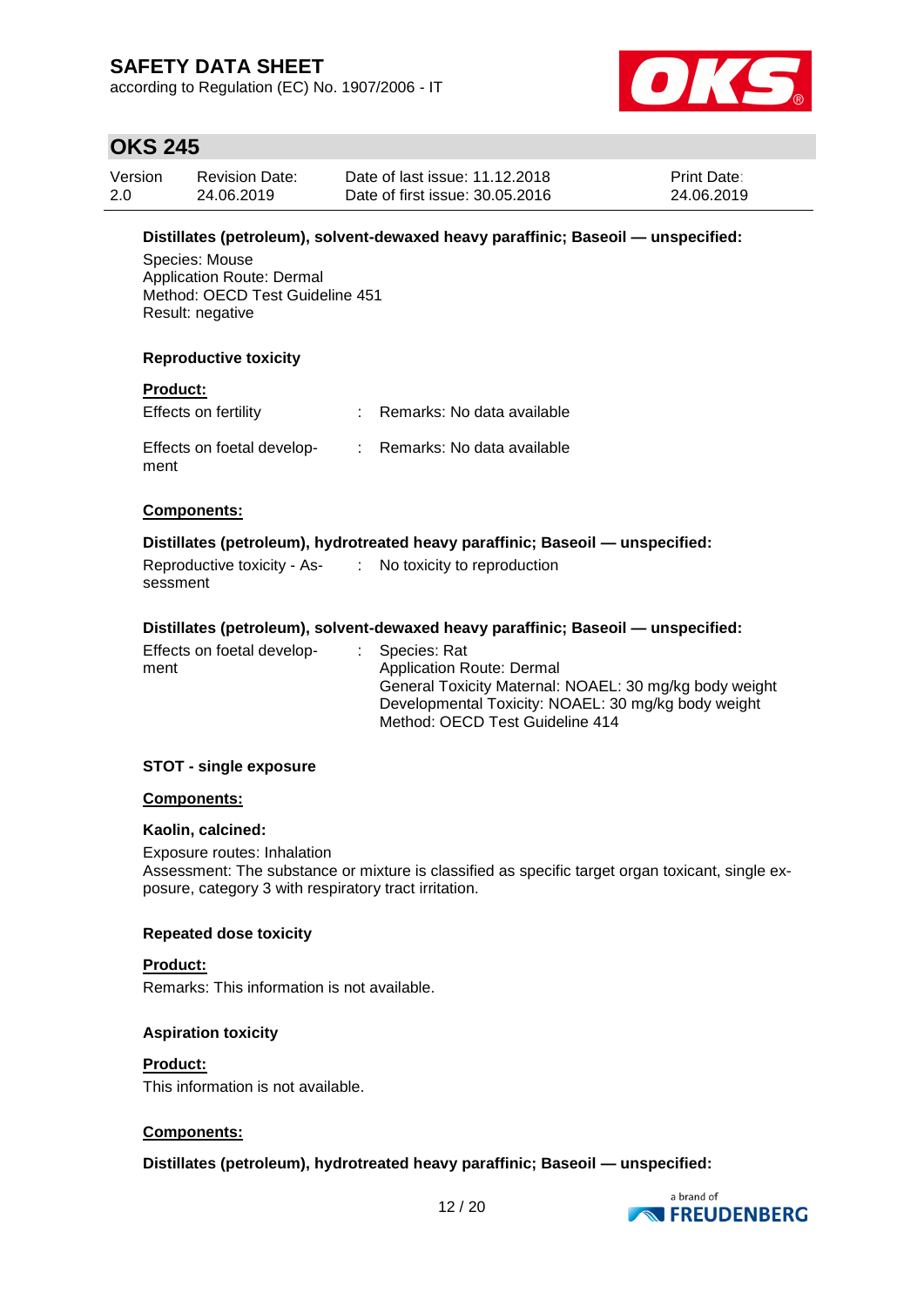**Distillates (petroleum), solvent-dewaxed heavy paraffinic; Baseoil — unspecified:**

Species: Mouse
Application Route: Dermal
Method: OECD Test Guideline 451
Result: negative

**Reproductive toxicity**

**Product:**

| | | |
|---|---|---|
| Effects on fertility | : | Remarks: No data available |
| Effects on foetal development | : | Remarks: No data available |

**Components:**

**Distillates (petroleum), hydrotreated heavy paraffinic; Baseoil — unspecified:**

| | | |
|---|---|---|
| Reproductive toxicity - Assessment | : | No toxicity to reproduction |

**Distillates (petroleum), solvent-dewaxed heavy paraffinic; Baseoil — unspecified:**

| | | |
|---|---|---|
| Effects on foetal development | : | Species: Rat<br>Application Route: Dermal<br>General Toxicity Maternal: NOAEL: 30 mg/kg body weight<br>Developmental Toxicity: NOAEL: 30 mg/kg body weight<br>Method: OECD Test Guideline 414 |

**STOT - single exposure**

**Components:**

**Kaolin, calcined:**

Exposure routes: Inhalation
Assessment: The substance or mixture is classified as specific target organ toxicant, single exposure, category 3 with respiratory tract irritation.

**Repeated dose toxicity**

**Product:**

Remarks: This information is not available.

**Aspiration toxicity**

**Product:**

This information is not available.

**Components:**

**Distillates (petroleum), hydrotreated heavy paraffinic; Baseoil — unspecified:**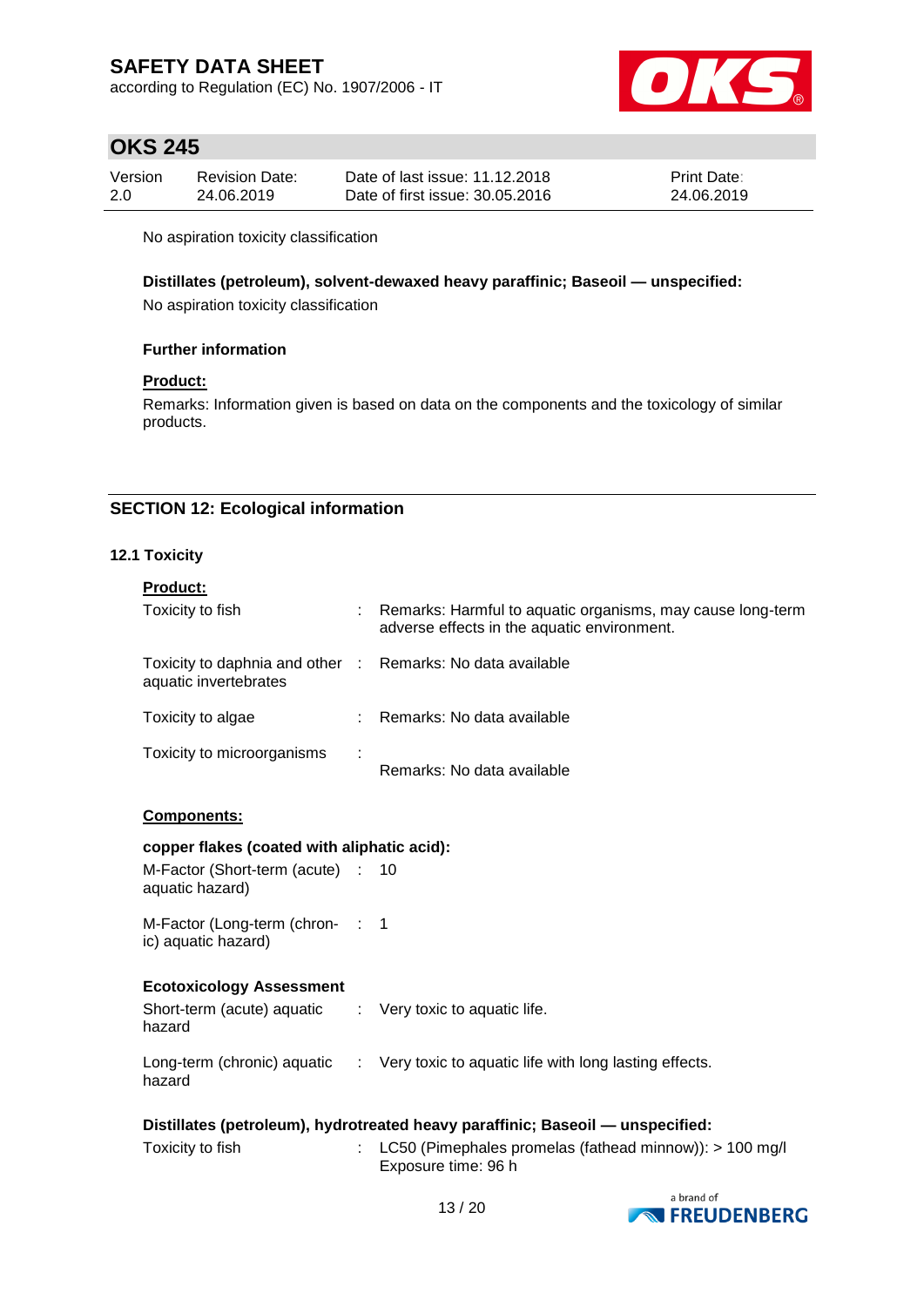No aspiration toxicity classification

**Distillates (petroleum), solvent-dewaxed heavy paraffinic; Baseoil — unspecified:**

No aspiration toxicity classification

**Further information**

**Product:**

Remarks: Information given is based on data on the components and the toxicology of similar products.

## SECTION 12: Ecological information

### 12.1 Toxicity

**Product:**

| | | |
|---|---|---|
| Toxicity to fish | : | Remarks: Harmful to aquatic organisms, may cause long-term adverse effects in the aquatic environment. |
| Toxicity to daphnia and other aquatic invertebrates | : | Remarks: No data available |
| Toxicity to algae | : | Remarks: No data available |
| Toxicity to microorganisms | : | Remarks: No data available |

**Components:**

**copper flakes (coated with aliphatic acid):**

| | | |
|---|---|---|
| M-Factor (Short-term (acute) aquatic hazard) | : | 10 |
| M-Factor (Long-term (chronic) aquatic hazard) | : | 1 |

**Ecotoxicology Assessment**

| | | |
|---|---|---|
| Short-term (acute) aquatic hazard | : | Very toxic to aquatic life. |
| Long-term (chronic) aquatic hazard | : | Very toxic to aquatic life with long lasting effects. |

**Distillates (petroleum), hydrotreated heavy paraffinic; Baseoil — unspecified:**

| | | |
|---|---|---|
| Toxicity to fish | : | LC50 (Pimephales promelas (fathead minnow)): > 100 mg/l<br>Exposure time: 96 h |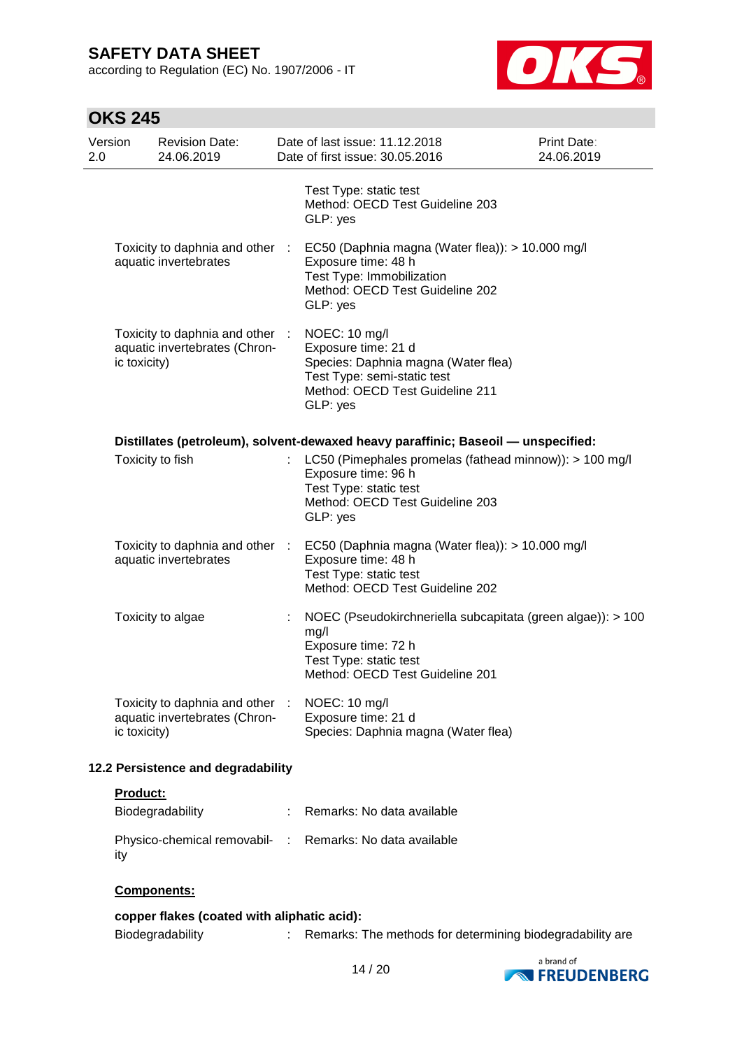| | | |
|---|---|---|
| | | Test Type: static test<br>Method: OECD Test Guideline 203<br>GLP: yes |
| Toxicity to daphnia and other aquatic invertebrates | : | EC50 (Daphnia magna (Water flea)): > 10.000 mg/l<br>Exposure time: 48 h<br>Test Type: Immobilization<br>Method: OECD Test Guideline 202<br>GLP: yes |
| Toxicity to daphnia and other aquatic invertebrates (Chronic toxicity) | : | NOEC: 10 mg/l<br>Exposure time: 21 d<br>Species: Daphnia magna (Water flea)<br>Test Type: semi-static test<br>Method: OECD Test Guideline 211<br>GLP: yes |

**Distillates (petroleum), solvent-dewaxed heavy paraffinic; Baseoil — unspecified:**

| | | |
|---|---|---|
| Toxicity to fish | : | LC50 (Pimephales promelas (fathead minnow)): > 100 mg/l<br>Exposure time: 96 h<br>Test Type: static test<br>Method: OECD Test Guideline 203<br>GLP: yes |
| Toxicity to daphnia and other aquatic invertebrates | : | EC50 (Daphnia magna (Water flea)): > 10.000 mg/l<br>Exposure time: 48 h<br>Test Type: static test<br>Method: OECD Test Guideline 202 |
| Toxicity to algae | : | NOEC (Pseudokirchneriella subcapitata (green algae)): > 100 mg/l<br>Exposure time: 72 h<br>Test Type: static test<br>Method: OECD Test Guideline 201 |
| Toxicity to daphnia and other aquatic invertebrates (Chronic toxicity) | : | NOEC: 10 mg/l<br>Exposure time: 21 d<br>Species: Daphnia magna (Water flea) |

### 12.2 Persistence and degradability

**Product:**

| | | |
|---|---|---|
| Biodegradability | : | Remarks: No data available |
| Physico-chemical removability | : | Remarks: No data available |

**Components:**

**copper flakes (coated with aliphatic acid):**

| | | |
|---|---|---|
| Biodegradability | : | Remarks: The methods for determining biodegradability are |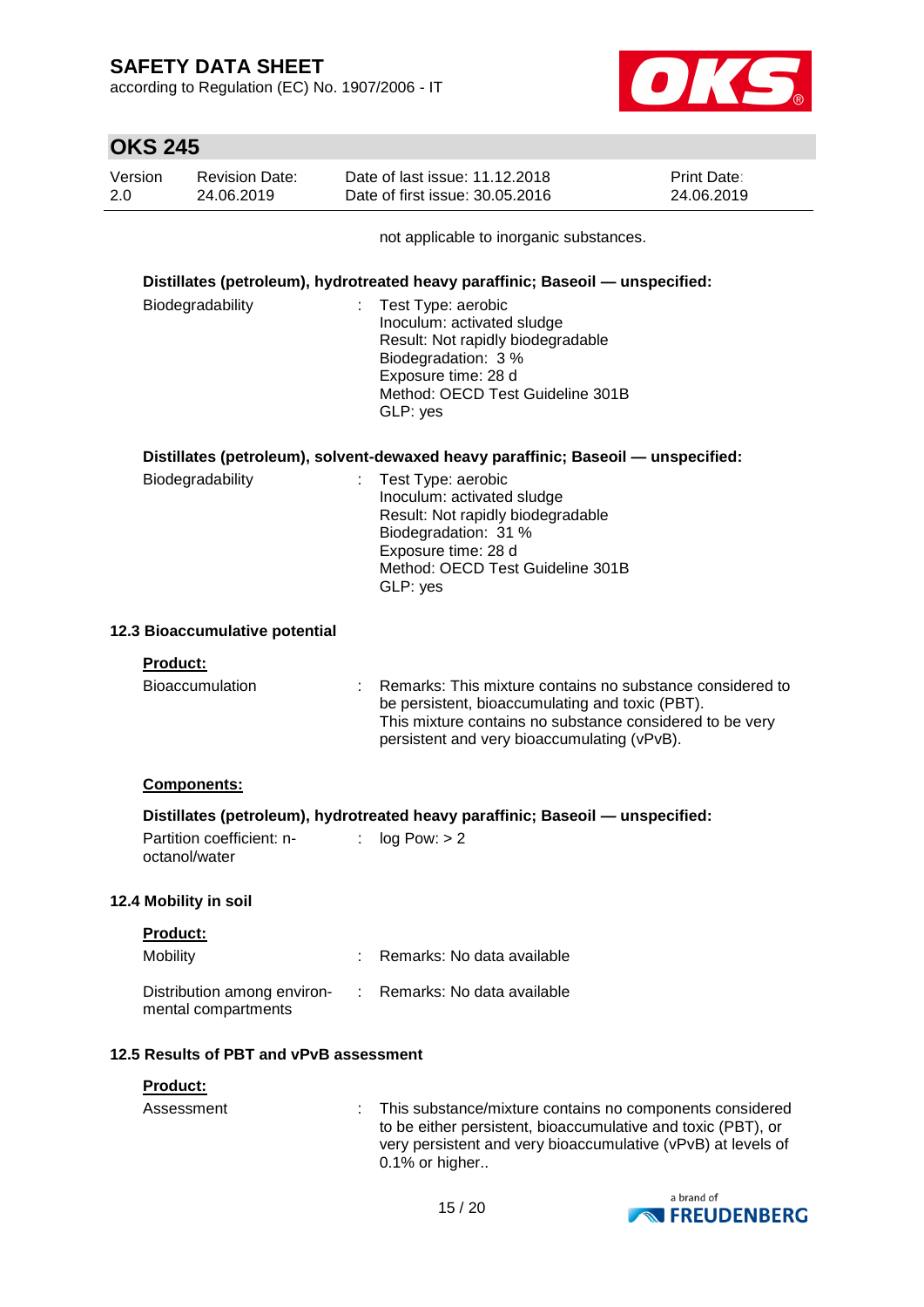not applicable to inorganic substances.

**Distillates (petroleum), hydrotreated heavy paraffinic; Baseoil — unspecified:**

Biodegradability : Test Type: aerobic
Inoculum: activated sludge
Result: Not rapidly biodegradable
Biodegradation: 3 %
Exposure time: 28 d
Method: OECD Test Guideline 301B
GLP: yes

**Distillates (petroleum), solvent-dewaxed heavy paraffinic; Baseoil — unspecified:**

Biodegradability : Test Type: aerobic
Inoculum: activated sludge
Result: Not rapidly biodegradable
Biodegradation: 31 %
Exposure time: 28 d
Method: OECD Test Guideline 301B
GLP: yes

### 12.3 Bioaccumulative potential

**Product:**

Bioaccumulation : Remarks: This mixture contains no substance considered to be persistent, bioaccumulating and toxic (PBT).
This mixture contains no substance considered to be very persistent and very bioaccumulating (vPvB).

**Components:**

**Distillates (petroleum), hydrotreated heavy paraffinic; Baseoil — unspecified:**

Partition coefficient: n-octanol/water : log Pow: > 2

### 12.4 Mobility in soil

**Product:**

Mobility : Remarks: No data available

Distribution among environmental compartments : Remarks: No data available

### 12.5 Results of PBT and vPvB assessment

**Product:**

Assessment : This substance/mixture contains no components considered to be either persistent, bioaccumulative and toxic (PBT), or very persistent and very bioaccumulative (vPvB) at levels of 0.1% or higher..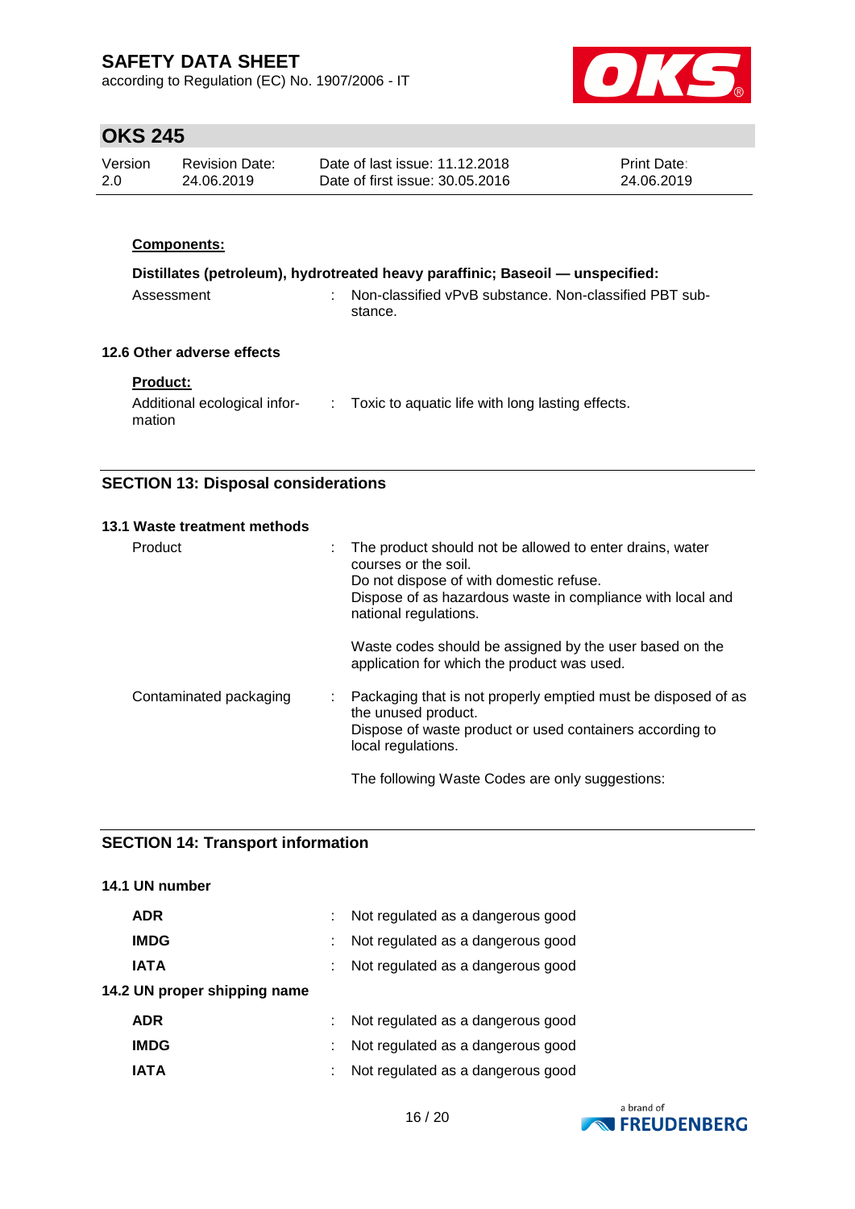**Components:**

**Distillates (petroleum), hydrotreated heavy paraffinic; Baseoil — unspecified:**

| | | |
|---|---|---|
| Assessment | : | Non-classified vPvB substance. Non-classified PBT substance. |

### 12.6 Other adverse effects

**Product:**

| | | |
|---|---|---|
| Additional ecological information | : | Toxic to aquatic life with long lasting effects. |

## SECTION 13: Disposal considerations

### 13.1 Waste treatment methods

| | | |
|---|---|---|
| Product | : | The product should not be allowed to enter drains, water courses or the soil.<br>Do not dispose of with domestic refuse.<br>Dispose of as hazardous waste in compliance with local and national regulations.<br><br>Waste codes should be assigned by the user based on the application for which the product was used. |
| Contaminated packaging | : | Packaging that is not properly emptied must be disposed of as the unused product.<br>Dispose of waste product or used containers according to local regulations.<br><br>The following Waste Codes are only suggestions: |

## SECTION 14: Transport information

### 14.1 UN number

| | | |
|---|---|---|
| **ADR** | : | Not regulated as a dangerous good |
| **IMDG** | : | Not regulated as a dangerous good |
| **IATA** | : | Not regulated as a dangerous good |

### 14.2 UN proper shipping name

| | | |
|---|---|---|
| **ADR** | : | Not regulated as a dangerous good |
| **IMDG** | : | Not regulated as a dangerous good |
| **IATA** | : | Not regulated as a dangerous good |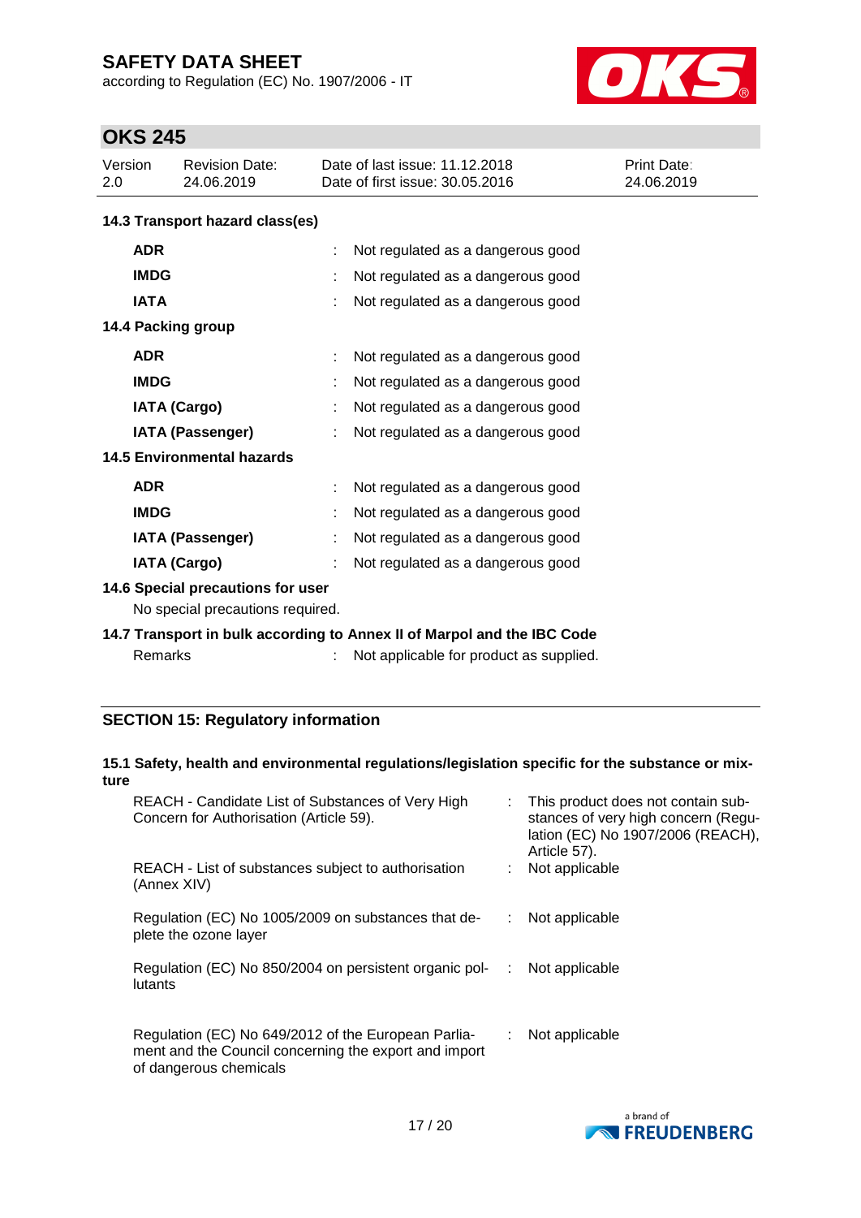**14.3 Transport hazard class(es)**

| | | |
|---|---|---|
| **ADR** | : | Not regulated as a dangerous good |
| **IMDG** | : | Not regulated as a dangerous good |
| **IATA** | : | Not regulated as a dangerous good |

**14.4 Packing group**

| | | |
|---|---|---|
| **ADR** | : | Not regulated as a dangerous good |
| **IMDG** | : | Not regulated as a dangerous good |
| **IATA (Cargo)** | : | Not regulated as a dangerous good |
| **IATA (Passenger)** | : | Not regulated as a dangerous good |

**14.5 Environmental hazards**

| | | |
|---|---|---|
| **ADR** | : | Not regulated as a dangerous good |
| **IMDG** | : | Not regulated as a dangerous good |
| **IATA (Passenger)** | : | Not regulated as a dangerous good |
| **IATA (Cargo)** | : | Not regulated as a dangerous good |

**14.6 Special precautions for user**

No special precautions required.

**14.7 Transport in bulk according to Annex II of Marpol and the IBC Code**

| | | |
|---|---|---|
| Remarks | : | Not applicable for product as supplied. |

## SECTION 15: Regulatory information

**15.1 Safety, health and environmental regulations/legislation specific for the substance or mixture**

| | | |
|---|---|---|
| REACH - Candidate List of Substances of Very High Concern for Authorisation (Article 59). | : | This product does not contain substances of very high concern (Regulation (EC) No 1907/2006 (REACH), Article 57). |
| REACH - List of substances subject to authorisation (Annex XIV) | : | Not applicable |
| Regulation (EC) No 1005/2009 on substances that deplete the ozone layer | : | Not applicable |
| Regulation (EC) No 850/2004 on persistent organic pollutants | : | Not applicable |
| Regulation (EC) No 649/2012 of the European Parliament and the Council concerning the export and import of dangerous chemicals | : | Not applicable |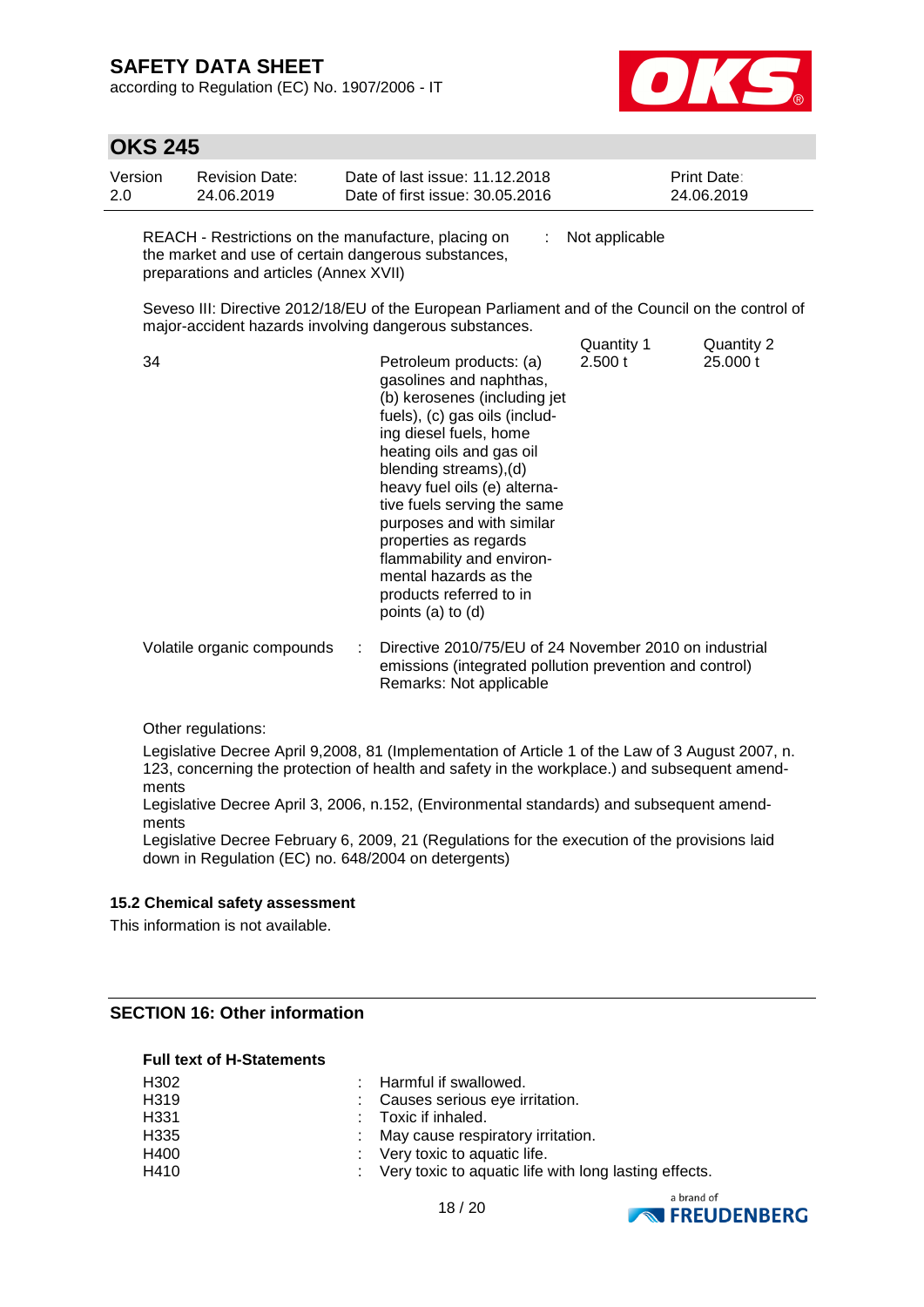| | | |
|---|---|---|
| REACH - Restrictions on the manufacture, placing on the market and use of certain dangerous substances, preparations and articles (Annex XVII) | : | Not applicable |

Seveso III: Directive 2012/18/EU of the European Parliament and of the Council on the control of major-accident hazards involving dangerous substances.

| | | Quantity 1 | Quantity 2 |
|---|---|---|---|
| 34 | Petroleum products: (a) gasolines and naphthas, (b) kerosenes (including jet fuels), (c) gas oils (including diesel fuels, home heating oils and gas oil blending streams),(d) heavy fuel oils (e) alternative fuels serving the same purposes and with similar properties as regards flammability and environmental hazards as the products referred to in points (a) to (d) | 2.500 t | 25.000 t |

| | | |
|---|---|---|
| Volatile organic compounds | : | Directive 2010/75/EU of 24 November 2010 on industrial emissions (integrated pollution prevention and control)<br>Remarks: Not applicable |

Other regulations:

Legislative Decree April 9,2008, 81 (Implementation of Article 1 of the Law of 3 August 2007, n. 123, concerning the protection of health and safety in the workplace.) and subsequent amendments
Legislative Decree April 3, 2006, n.152, (Environmental standards) and subsequent amendments
Legislative Decree February 6, 2009, 21 (Regulations for the execution of the provisions laid down in Regulation (EC) no. 648/2004 on detergents)

### 15.2 Chemical safety assessment

This information is not available.

## SECTION 16: Other information

**Full text of H-Statements**

| | | |
|---|---|---|
| H302 | : | Harmful if swallowed. |
| H319 | : | Causes serious eye irritation. |
| H331 | : | Toxic if inhaled. |
| H335 | : | May cause respiratory irritation. |
| H400 | : | Very toxic to aquatic life. |
| H410 | : | Very toxic to aquatic life with long lasting effects. |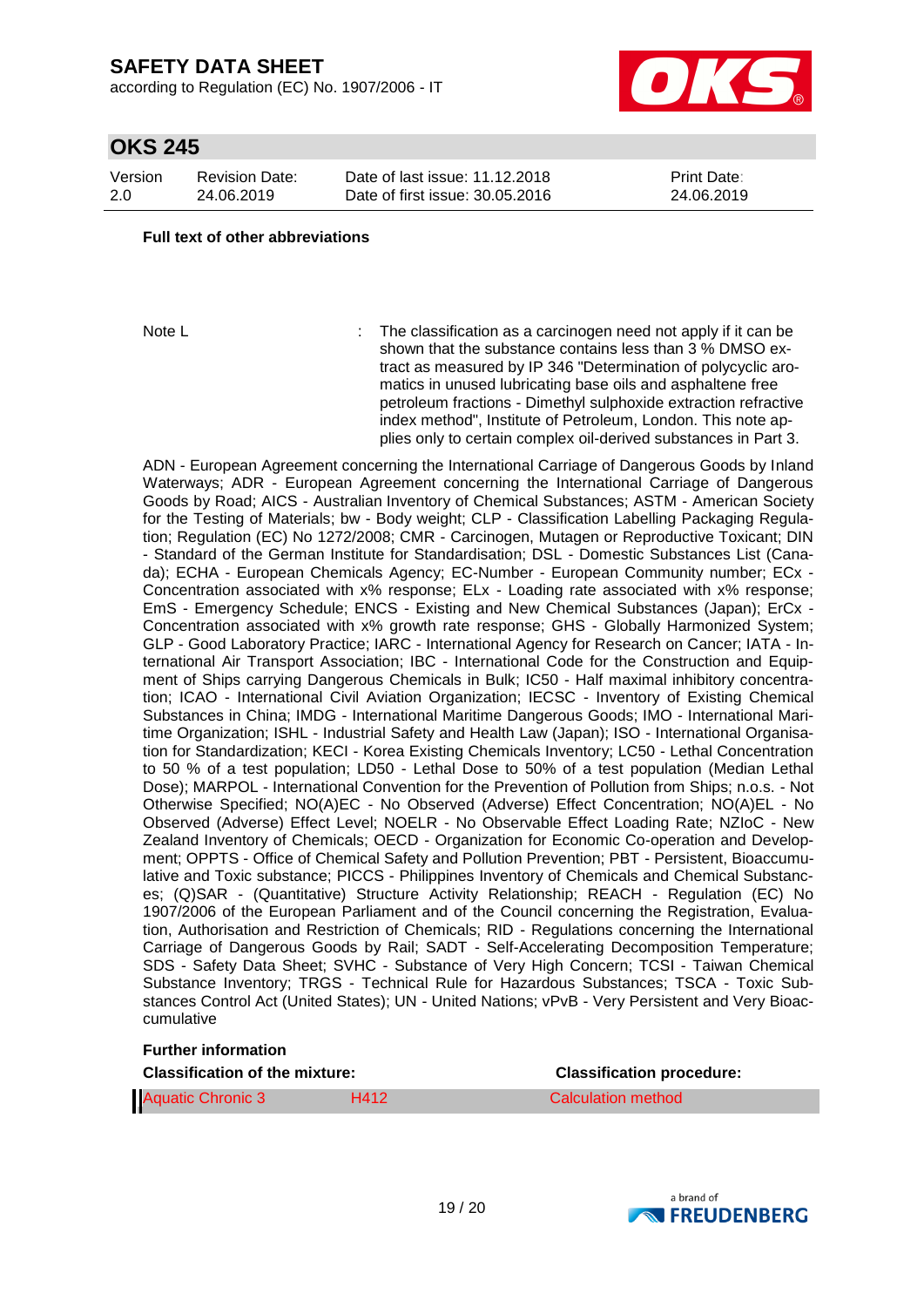**Full text of other abbreviations**

Note L : The classification as a carcinogen need not apply if it can be shown that the substance contains less than 3 % DMSO extract as measured by IP 346 "Determination of polycyclic aromatics in unused lubricating base oils and asphaltene free petroleum fractions - Dimethyl sulphoxide extraction refractive index method", Institute of Petroleum, London. This note applies only to certain complex oil-derived substances in Part 3.

ADN - European Agreement concerning the International Carriage of Dangerous Goods by Inland Waterways; ADR - European Agreement concerning the International Carriage of Dangerous Goods by Road; AICS - Australian Inventory of Chemical Substances; ASTM - American Society for the Testing of Materials; bw - Body weight; CLP - Classification Labelling Packaging Regulation; Regulation (EC) No 1272/2008; CMR - Carcinogen, Mutagen or Reproductive Toxicant; DIN - Standard of the German Institute for Standardisation; DSL - Domestic Substances List (Canada); ECHA - European Chemicals Agency; EC-Number - European Community number; ECx - Concentration associated with x% response; ELx - Loading rate associated with x% response; EmS - Emergency Schedule; ENCS - Existing and New Chemical Substances (Japan); ErCx - Concentration associated with x% growth rate response; GHS - Globally Harmonized System; GLP - Good Laboratory Practice; IARC - International Agency for Research on Cancer; IATA - International Air Transport Association; IBC - International Code for the Construction and Equipment of Ships carrying Dangerous Chemicals in Bulk; IC50 - Half maximal inhibitory concentration; ICAO - International Civil Aviation Organization; IECSC - Inventory of Existing Chemical Substances in China; IMDG - International Maritime Dangerous Goods; IMO - International Maritime Organization; ISHL - Industrial Safety and Health Law (Japan); ISO - International Organisation for Standardization; KECI - Korea Existing Chemicals Inventory; LC50 - Lethal Concentration to 50 % of a test population; LD50 - Lethal Dose to 50% of a test population (Median Lethal Dose); MARPOL - International Convention for the Prevention of Pollution from Ships; n.o.s. - Not Otherwise Specified; NO(A)EC - No Observed (Adverse) Effect Concentration; NO(A)EL - No Observed (Adverse) Effect Level; NOELR - No Observable Effect Loading Rate; NZIoC - New Zealand Inventory of Chemicals; OECD - Organization for Economic Co-operation and Development; OPPTS - Office of Chemical Safety and Pollution Prevention; PBT - Persistent, Bioaccumulative and Toxic substance; PICCS - Philippines Inventory of Chemicals and Chemical Substances; (Q)SAR - (Quantitative) Structure Activity Relationship; REACH - Regulation (EC) No 1907/2006 of the European Parliament and of the Council concerning the Registration, Evaluation, Authorisation and Restriction of Chemicals; RID - Regulations concerning the International Carriage of Dangerous Goods by Rail; SADT - Self-Accelerating Decomposition Temperature; SDS - Safety Data Sheet; SVHC - Substance of Very High Concern; TCSI - Taiwan Chemical Substance Inventory; TRGS - Technical Rule for Hazardous Substances; TSCA - Toxic Substances Control Act (United States); UN - United Nations; vPvB - Very Persistent and Very Bioaccumulative

**Further information**

| Classification of the mixture: | | Classification procedure: |
|---|---|---|
| Aquatic Chronic 3 | H412 | Calculation method |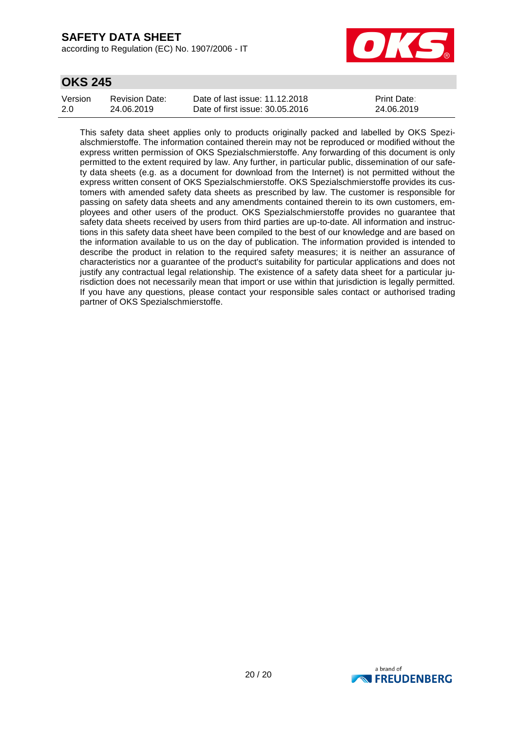This safety data sheet applies only to products originally packed and labelled by OKS Spezialschmierstoffe. The information contained therein may not be reproduced or modified without the express written permission of OKS Spezialschmierstoffe. Any forwarding of this document is only permitted to the extent required by law. Any further, in particular public, dissemination of our safety data sheets (e.g. as a document for download from the Internet) is not permitted without the express written consent of OKS Spezialschmierstoffe. OKS Spezialschmierstoffe provides its customers with amended safety data sheets as prescribed by law. The customer is responsible for passing on safety data sheets and any amendments contained therein to its own customers, employees and other users of the product. OKS Spezialschmierstoffe provides no guarantee that safety data sheets received by users from third parties are up-to-date. All information and instructions in this safety data sheet have been compiled to the best of our knowledge and are based on the information available to us on the day of publication. The information provided is intended to describe the product in relation to the required safety measures; it is neither an assurance of characteristics nor a guarantee of the product's suitability for particular applications and does not justify any contractual legal relationship. The existence of a safety data sheet for a particular jurisdiction does not necessarily mean that import or use within that jurisdiction is legally permitted. If you have any questions, please contact your responsible sales contact or authorised trading partner of OKS Spezialschmierstoffe.